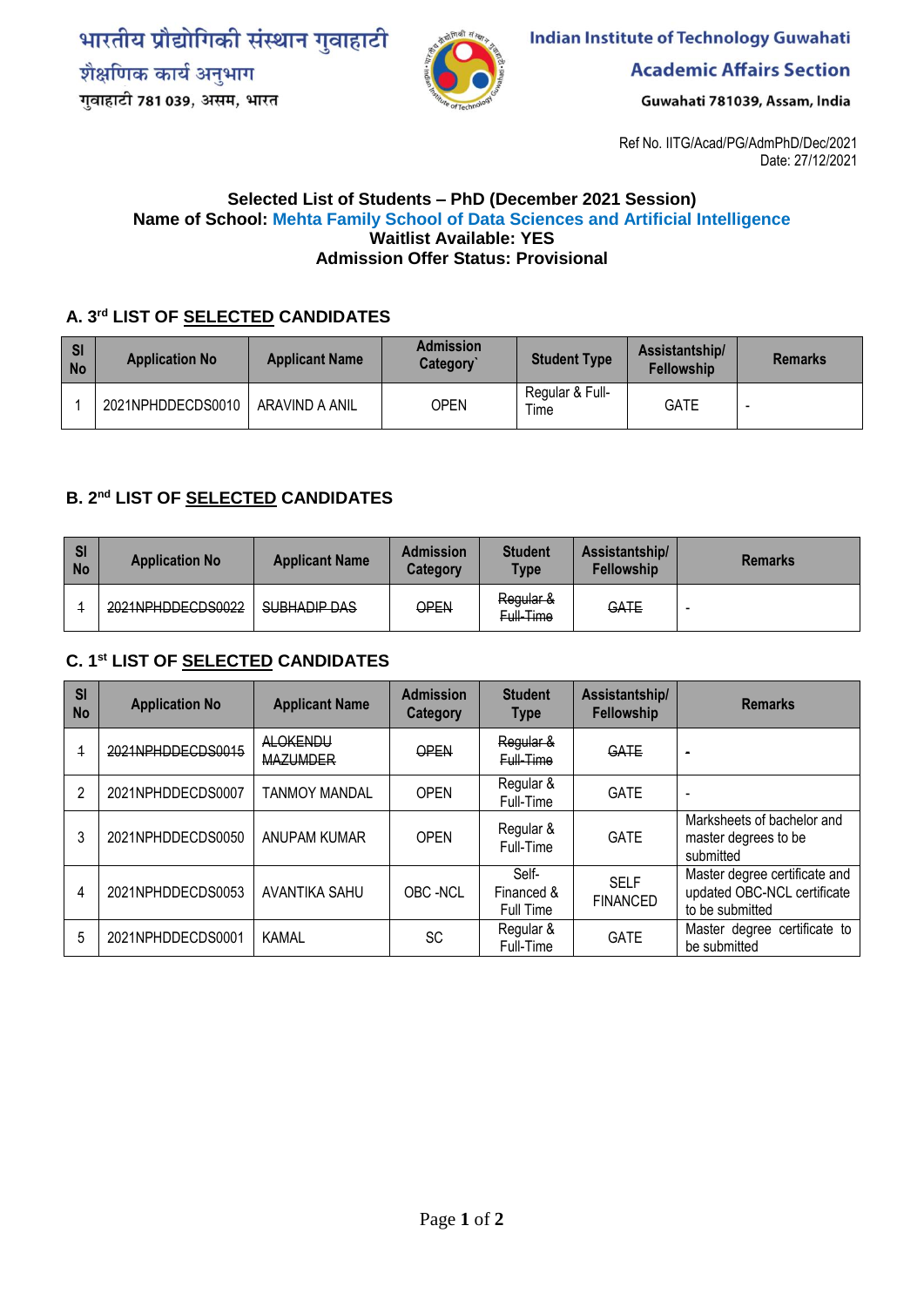भारतीय प्रौद्योगिकी संस्थान गुवाहाटी
शैक्षणिक कार्य अनुभाग
गुवाहाटी 781 039, असम, भारत

Indian Institute of Technology Guwahati
Academic Affairs Section
Guwahati 781039, Assam, India

Ref No. IITG/Acad/PG/AdmPhD/Dec/2021
Date: 27/12/2021

**Selected List of Students – PhD (December 2021 Session)**
**Name of School: Mehta Family School of Data Sciences and Artificial Intelligence**
**Waitlist Available: YES**
**Admission Offer Status: Provisional**

## A. 3rd LIST OF SELECTED CANDIDATES

| Sl No | Application No | Applicant Name | Admission Category` | Student Type | Assistantship/ Fellowship | Remarks |
|---|---|---|---|---|---|---|
| 1 | 2021NPHDDECDS0010 | ARAVIND A ANIL | OPEN | Regular & Full-Time | GATE | - |

## B. 2nd LIST OF SELECTED CANDIDATES

| Sl No | Application No | Applicant Name | Admission Category | Student Type | Assistantship/ Fellowship | Remarks |
|---|---|---|---|---|---|---|
| ~~1~~ | ~~2021NPHDDECDS0022~~ | ~~SUBHADIP DAS~~ | ~~OPEN~~ | ~~Regular & Full-Time~~ | ~~GATE~~ | - |

## C. 1st LIST OF SELECTED CANDIDATES

| Sl No | Application No | Applicant Name | Admission Category | Student Type | Assistantship/ Fellowship | Remarks |
|---|---|---|---|---|---|---|
| ~~1~~ | ~~2021NPHDDECDS0015~~ | ~~ALOKENDU MAZUMDER~~ | ~~OPEN~~ | ~~Regular & Full-Time~~ | ~~GATE~~ | - |
| 2 | 2021NPHDDECDS0007 | TANMOY MANDAL | OPEN | Regular & Full-Time | GATE | - |
| 3 | 2021NPHDDECDS0050 | ANUPAM KUMAR | OPEN | Regular & Full-Time | GATE | Marksheets of bachelor and master degrees to be submitted |
| 4 | 2021NPHDDECDS0053 | AVANTIKA SAHU | OBC -NCL | Self-Financed & Full Time | SELF FINANCED | Master degree certificate and updated OBC-NCL certificate to be submitted |
| 5 | 2021NPHDDECDS0001 | KAMAL | SC | Regular & Full-Time | GATE | Master degree certificate to be submitted |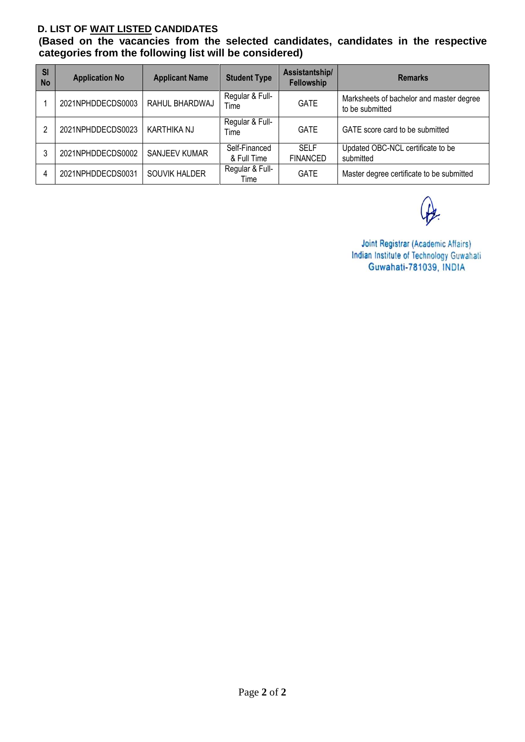## D. LIST OF WAIT LISTED CANDIDATES

**(Based on the vacancies from the selected candidates, candidates in the respective categories from the following list will be considered)**

| Sl No | Application No | Applicant Name | Student Type | Assistantship/ Fellowship | Remarks |
|---|---|---|---|---|---|
| 1 | 2021NPHDDECDS0003 | RAHUL BHARDWAJ | Regular & Full-Time | GATE | Marksheets of bachelor and master degree to be submitted |
| 2 | 2021NPHDDECDS0023 | KARTHIKA NJ | Regular & Full-Time | GATE | GATE score card to be submitted |
| 3 | 2021NPHDDECDS0002 | SANJEEV KUMAR | Self-Financed & Full Time | SELF FINANCED | Updated OBC-NCL certificate to be submitted |
| 4 | 2021NPHDDECDS0031 | SOUVIK HALDER | Regular & Full-Time | GATE | Master degree certificate to be submitted |

Joint Registrar (Academic Affairs)
Indian Institute of Technology Guwahati
Guwahati-781039, INDIA